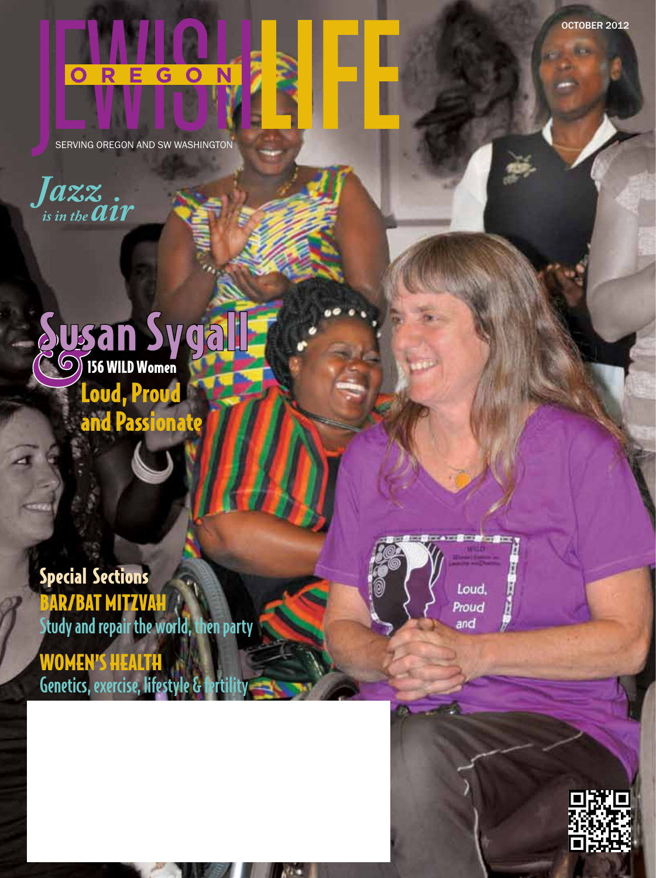# OREGON JEWISH LIFE

OCTOBER 2012

SERVING OREGON AND SW WASHINGTON

*Jazz is in the air*

## Susan Sygall & 156 WILD Women

### Loud, Proud and Passionate

**Special Sections**

**BAR/BAT MITZVAH**
Study and repair the world, then party

**WOMEN'S HEALTH**
Genetics, exercise, lifestyle & fertility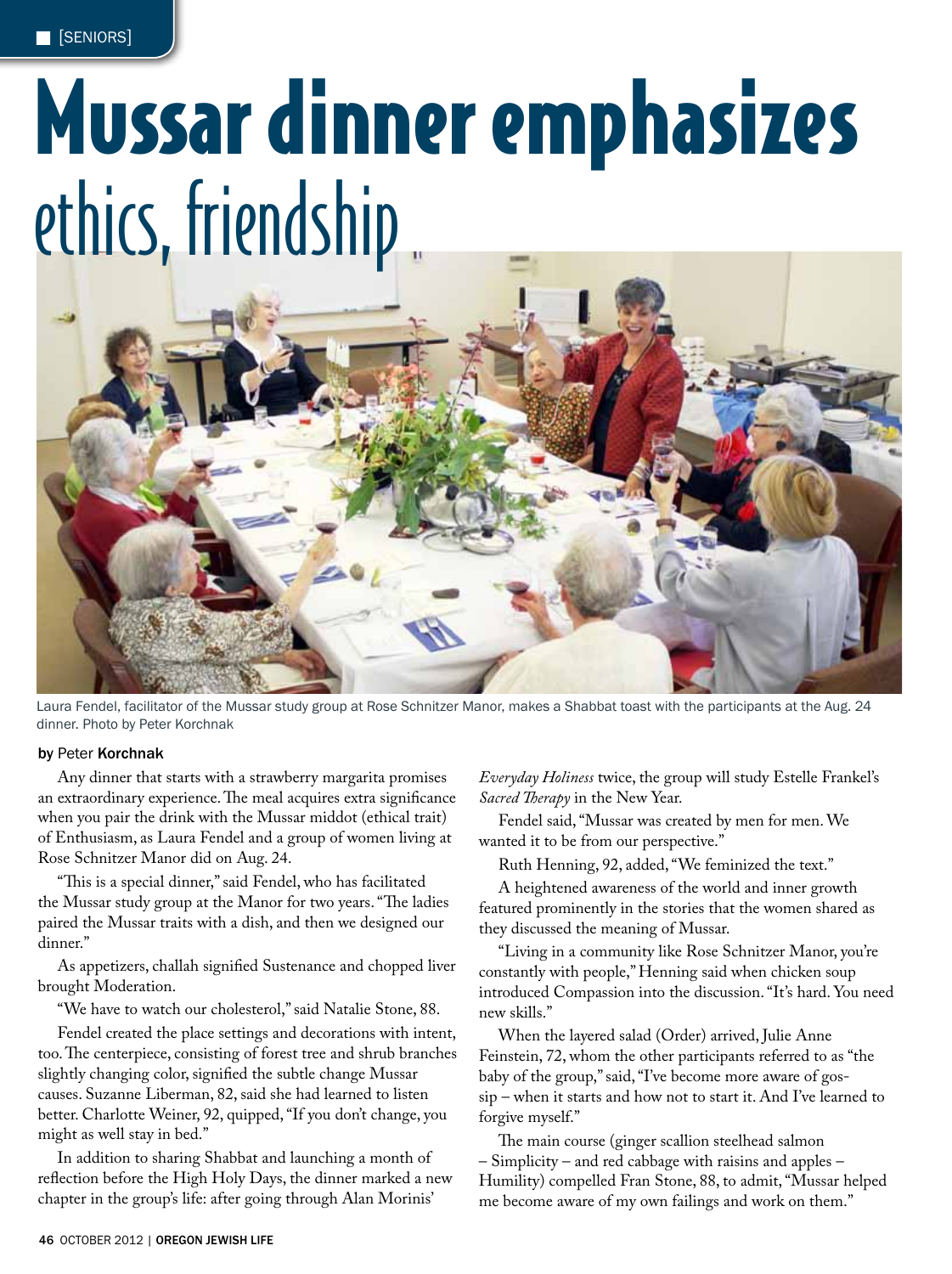# Mussar dinner emphasizes ethics, friendship

Laura Fendel, facilitator of the Mussar study group at Rose Schnitzer Manor, makes a Shabbat toast with the participants at the Aug. 24 dinner. Photo by Peter Korchnak

by Peter **Korchnak**

Any dinner that starts with a strawberry margarita promises an extraordinary experience. The meal acquires extra significance when you pair the drink with the Mussar middot (ethical trait) of Enthusiasm, as Laura Fendel and a group of women living at Rose Schnitzer Manor did on Aug. 24.

"This is a special dinner," said Fendel, who has facilitated the Mussar study group at the Manor for two years. "The ladies paired the Mussar traits with a dish, and then we designed our dinner."

As appetizers, challah signified Sustenance and chopped liver brought Moderation.

"We have to watch our cholesterol," said Natalie Stone, 88.

Fendel created the place settings and decorations with intent, too. The centerpiece, consisting of forest tree and shrub branches slightly changing color, signified the subtle change Mussar causes. Suzanne Liberman, 82, said she had learned to listen better. Charlotte Weiner, 92, quipped, "If you don't change, you might as well stay in bed."

In addition to sharing Shabbat and launching a month of reflection before the High Holy Days, the dinner marked a new chapter in the group's life: after going through Alan Morinis' *Everyday Holiness* twice, the group will study Estelle Frankel's *Sacred Therapy* in the New Year.

Fendel said, "Mussar was created by men for men. We wanted it to be from our perspective."

Ruth Henning, 92, added, "We feminized the text."

A heightened awareness of the world and inner growth featured prominently in the stories that the women shared as they discussed the meaning of Mussar.

"Living in a community like Rose Schnitzer Manor, you're constantly with people," Henning said when chicken soup introduced Compassion into the discussion. "It's hard. You need new skills."

When the layered salad (Order) arrived, Julie Anne Feinstein, 72, whom the other participants referred to as "the baby of the group," said, "I've become more aware of gossip – when it starts and how not to start it. And I've learned to forgive myself."

The main course (ginger scallion steelhead salmon – Simplicity – and red cabbage with raisins and apples – Humility) compelled Fran Stone, 88, to admit, "Mussar helped me become aware of my own failings and work on them."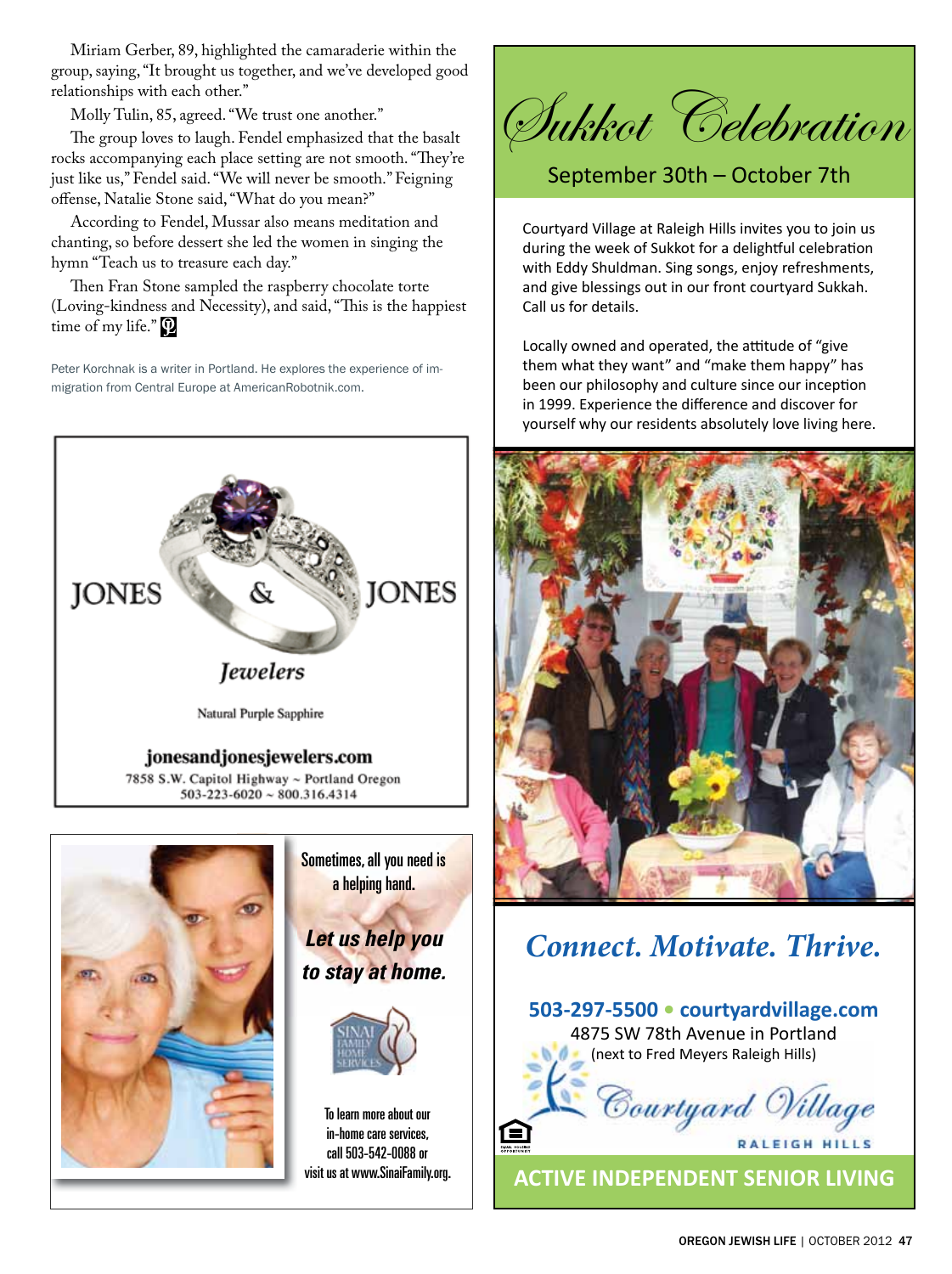Miriam Gerber, 89, highlighted the camaraderie within the group, saying, "It brought us together, and we've developed good relationships with each other."

Molly Tulin, 85, agreed. "We trust one another."

The group loves to laugh. Fendel emphasized that the basalt rocks accompanying each place setting are not smooth. "They're just like us," Fendel said. "We will never be smooth." Feigning offense, Natalie Stone said, "What do you mean?"

According to Fendel, Mussar also means meditation and chanting, so before dessert she led the women in singing the hymn "Teach us to treasure each day."

Then Fran Stone sampled the raspberry chocolate torte (Loving-kindness and Necessity), and said, "This is the happiest time of my life."

Peter Korchnak is a writer in Portland. He explores the experience of immigration from Central Europe at AmericanRobotnik.com.

---

JONES & JONES

*Jewelers*

Natural Purple Sapphire

**jonesandjonesjewelers.com**

7858 S.W. Capitol Highway ~ Portland Oregon

503-223-6020 ~ 800.316.4314

---

Sometimes, all you need is a helping hand.

***Let us help you to stay at home.***

SINAI FAMILY HOME SERVICES

To learn more about our in-home care services, call 503-542-0088 or visit us at www.SinaiFamily.org.

---

# *Sukkot Celebration*

September 30th – October 7th

Courtyard Village at Raleigh Hills invites you to join us during the week of Sukkot for a delightful celebration with Eddy Shuldman. Sing songs, enjoy refreshments, and give blessings out in our front courtyard Sukkah. Call us for details.

Locally owned and operated, the attitude of "give them what they want" and "make them happy" has been our philosophy and culture since our inception in 1999. Experience the difference and discover for yourself why our residents absolutely love living here.

## *Connect. Motivate. Thrive.*

**503-297-5500 • courtyardvillage.com**

4875 SW 78th Avenue in Portland

(next to Fred Meyers Raleigh Hills)

*Courtyard Village*

RALEIGH HILLS

**ACTIVE INDEPENDENT SENIOR LIVING**